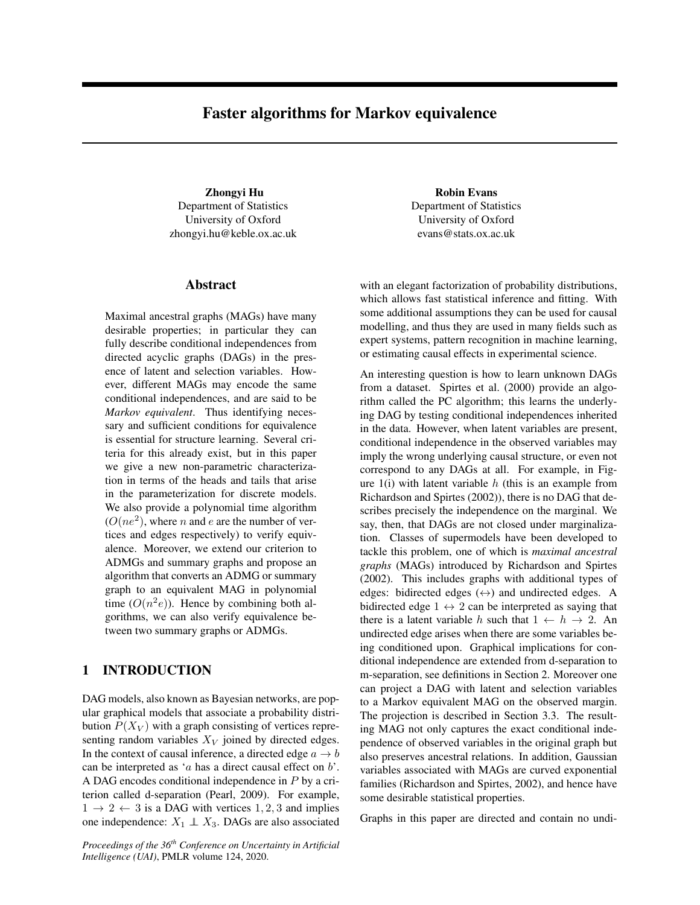# Faster algorithms for Markov equivalence

**Zhongyi Hu**
Department of Statistics
University of Oxford
zhongyi.hu@keble.ox.ac.uk

**Robin Evans**
Department of Statistics
University of Oxford
evans@stats.ox.ac.uk

## Abstract

Maximal ancestral graphs (MAGs) have many desirable properties; in particular they can fully describe conditional independences from directed acyclic graphs (DAGs) in the presence of latent and selection variables. However, different MAGs may encode the same conditional independences, and are said to be *Markov equivalent*. Thus identifying necessary and sufficient conditions for equivalence is essential for structure learning. Several criteria for this already exist, but in this paper we give a new non-parametric characterization in terms of the heads and tails that arise in the parameterization for discrete models. We also provide a polynomial time algorithm ($O(ne^2)$, where $n$ and $e$ are the number of vertices and edges respectively) to verify equivalence. Moreover, we extend our criterion to ADMGs and summary graphs and propose an algorithm that converts an ADMG or summary graph to an equivalent MAG in polynomial time ($O(n^2e)$). Hence by combining both algorithms, we can also verify equivalence between two summary graphs or ADMGs.

## 1 INTRODUCTION

DAG models, also known as Bayesian networks, are popular graphical models that associate a probability distribution $P(X_V)$ with a graph consisting of vertices representing random variables $X_V$ joined by directed edges. In the context of causal inference, a directed edge $a \rightarrow b$ can be interpreted as '$a$ has a direct causal effect on $b$'. A DAG encodes conditional independence in $P$ by a criterion called d-separation (Pearl, 2009). For example, $1 \rightarrow 2 \leftarrow 3$ is a DAG with vertices $1, 2, 3$ and implies one independence: $X_1 \perp\!\!\!\perp X_3$. DAGs are also associated with an elegant factorization of probability distributions, which allows fast statistical inference and fitting. With some additional assumptions they can be used for causal modelling, and thus they are used in many fields such as expert systems, pattern recognition in machine learning, or estimating causal effects in experimental science.

An interesting question is how to learn unknown DAGs from a dataset. Spirtes et al. (2000) provide an algorithm called the PC algorithm; this learns the underlying DAG by testing conditional independences inherited in the data. However, when latent variables are present, conditional independence in the observed variables may imply the wrong underlying causal structure, or even not correspond to any DAGs at all. For example, in Figure 1(i) with latent variable $h$ (this is an example from Richardson and Spirtes (2002)), there is no DAG that describes precisely the independence on the marginal. We say, then, that DAGs are not closed under marginalization. Classes of supermodels have been developed to tackle this problem, one of which is *maximal ancestral graphs* (MAGs) introduced by Richardson and Spirtes (2002). This includes graphs with additional types of edges: bidirected edges ($\leftrightarrow$) and undirected edges. A bidirected edge $1 \leftrightarrow 2$ can be interpreted as saying that there is a latent variable $h$ such that $1 \leftarrow h \rightarrow 2$. An undirected edge arises when there are some variables being conditioned upon. Graphical implications for conditional independence are extended from d-separation to m-separation, see definitions in Section 2. Moreover one can project a DAG with latent and selection variables to a Markov equivalent MAG on the observed margin. The projection is described in Section 3.3. The resulting MAG not only captures the exact conditional independence of observed variables in the original graph but also preserves ancestral relations. In addition, Gaussian variables associated with MAGs are curved exponential families (Richardson and Spirtes, 2002), and hence have some desirable statistical properties.

Graphs in this paper are directed and contain no undi-

*Proceedings of the 36th Conference on Uncertainty in Artificial Intelligence (UAI)*, PMLR volume 124, 2020.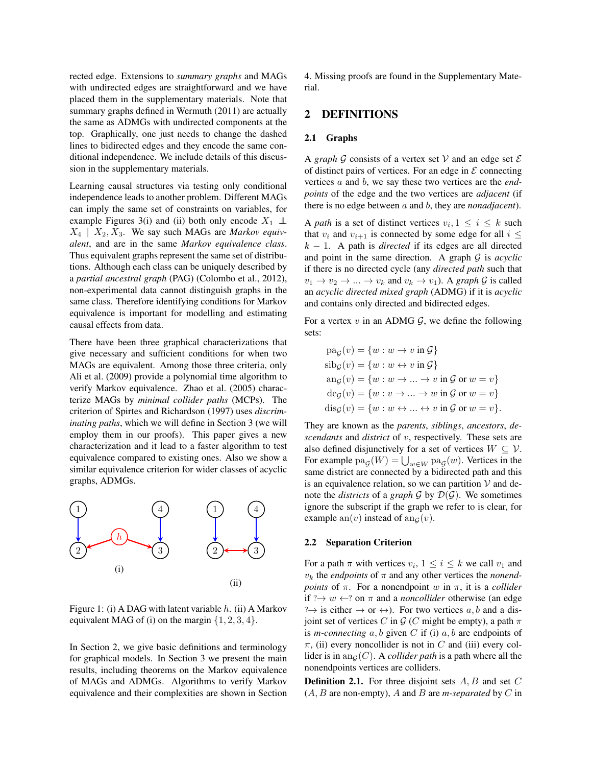rected edge. Extensions to *summary graphs* and MAGs with undirected edges are straightforward and we have placed them in the supplementary materials. Note that summary graphs defined in Wermuth (2011) are actually the same as ADMGs with undirected components at the top. Graphically, one just needs to change the dashed lines to bidirected edges and they encode the same conditional independence. We include details of this discussion in the supplementary materials.

Learning causal structures via testing only conditional independence leads to another problem. Different MAGs can imply the same set of constraints on variables, for example Figures 3(i) and (ii) both only encode $X_1 \perp\!\!\!\perp X_4 \mid X_2, X_3$. We say such MAGs are *Markov equivalent*, and are in the same *Markov equivalence class*. Thus equivalent graphs represent the same set of distributions. Although each class can be uniquely described by a *partial ancestral graph* (PAG) (Colombo et al., 2012), non-experimental data cannot distinguish graphs in the same class. Therefore identifying conditions for Markov equivalence is important for modelling and estimating causal effects from data.

There have been three graphical characterizations that give necessary and sufficient conditions for when two MAGs are equivalent. Among those three criteria, only Ali et al. (2009) provide a polynomial time algorithm to verify Markov equivalence. Zhao et al. (2005) characterize MAGs by *minimal collider paths* (MCPs). The criterion of Spirtes and Richardson (1997) uses *discriminating paths*, which we will define in Section 3 (we will employ them in our proofs). This paper gives a new characterization and it lead to a faster algorithm to test equivalence compared to existing ones. Also we show a similar equivalence criterion for wider classes of acyclic graphs, ADMGs.

Figure 1: (i) A DAG with latent variable $h$. (ii) A Markov equivalent MAG of (i) on the margin $\{1, 2, 3, 4\}$.

In Section 2, we give basic definitions and terminology for graphical models. In Section 3 we present the main results, including theorems on the Markov equivalence of MAGs and ADMGs. Algorithms to verify Markov equivalence and their complexities are shown in Section 4. Missing proofs are found in the Supplementary Material.

## 2 DEFINITIONS

### 2.1 Graphs

A *graph* $\mathcal{G}$ consists of a vertex set $\mathcal{V}$ and an edge set $\mathcal{E}$ of distinct pairs of vertices. For an edge in $\mathcal{E}$ connecting vertices $a$ and $b$, we say these two vertices are the *endpoints* of the edge and the two vertices are *adjacent* (if there is no edge between $a$ and $b$, they are *nonadjacent*).

A *path* is a set of distinct vertices $v_i, 1 \leq i \leq k$ such that $v_i$ and $v_{i+1}$ is connected by some edge for all $i \leq k-1$. A path is *directed* if its edges are all directed and point in the same direction. A graph $\mathcal{G}$ is *acyclic* if there is no directed cycle (any *directed path* such that $v_1 \rightarrow v_2 \rightarrow \ldots \rightarrow v_k$ and $v_k \rightarrow v_1$). A *graph* $\mathcal{G}$ is called an *acyclic directed mixed graph* (ADMG) if it is *acyclic* and contains only directed and bidirected edges.

For a vertex $v$ in an ADMG $\mathcal{G}$, we define the following sets:

$$
\begin{aligned}
\mathrm{pa}_{\mathcal{G}}(v) &= \{w : w \rightarrow v \text{ in } \mathcal{G}\} \\
\mathrm{sib}_{\mathcal{G}}(v) &= \{w : w \leftrightarrow v \text{ in } \mathcal{G}\} \\
\mathrm{an}_{\mathcal{G}}(v) &= \{w : w \rightarrow \ldots \rightarrow v \text{ in } \mathcal{G} \text{ or } w = v\} \\
\mathrm{de}_{\mathcal{G}}(v) &= \{w : v \rightarrow \ldots \rightarrow w \text{ in } \mathcal{G} \text{ or } w = v\} \\
\mathrm{dis}_{\mathcal{G}}(v) &= \{w : w \leftrightarrow \ldots \leftrightarrow v \text{ in } \mathcal{G} \text{ or } w = v\}.
\end{aligned}
$$

They are known as the *parents*, *siblings*, *ancestors*, *descendants* and *district* of $v$, respectively. These sets are also defined disjunctively for a set of vertices $W \subseteq \mathcal{V}$. For example $\mathrm{pa}_{\mathcal{G}}(W) = \bigcup_{w \in W} \mathrm{pa}_{\mathcal{G}}(w)$. Vertices in the same district are connected by a bidirected path and this is an equivalence relation, so we can partition $\mathcal{V}$ and denote the *districts* of a *graph* $\mathcal{G}$ by $\mathcal{D}(\mathcal{G})$. We sometimes ignore the subscript if the graph we refer to is clear, for example $\mathrm{an}(v)$ instead of $\mathrm{an}_{\mathcal{G}}(v)$.

### 2.2 Separation Criterion

For a path $\pi$ with vertices $v_i$, $1 \leq i \leq k$ we call $v_1$ and $v_k$ the *endpoints* of $\pi$ and any other vertices the *nonendpoints* of $\pi$. For a nonendpoint $w$ in $\pi$, it is a *collider* if $?\!\rightarrow w \leftarrow\!?$ on $\pi$ and a *noncollider* otherwise (an edge $?\!\rightarrow$ is either $\rightarrow$ or $\leftrightarrow$). For two vertices $a, b$ and a disjoint set of vertices $C$ in $\mathcal{G}$ ($C$ might be empty), a path $\pi$ is *m-connecting* $a, b$ given $C$ if (i) $a, b$ are endpoints of $\pi$, (ii) every noncollider is not in $C$ and (iii) every collider is in $\mathrm{an}_{\mathcal{G}}(C)$. A *collider path* is a path where all the nonendpoints vertices are colliders.

**Definition 2.1.** For three disjoint sets $A, B$ and set $C$ ($A, B$ are non-empty), $A$ and $B$ are *m-separated* by $C$ in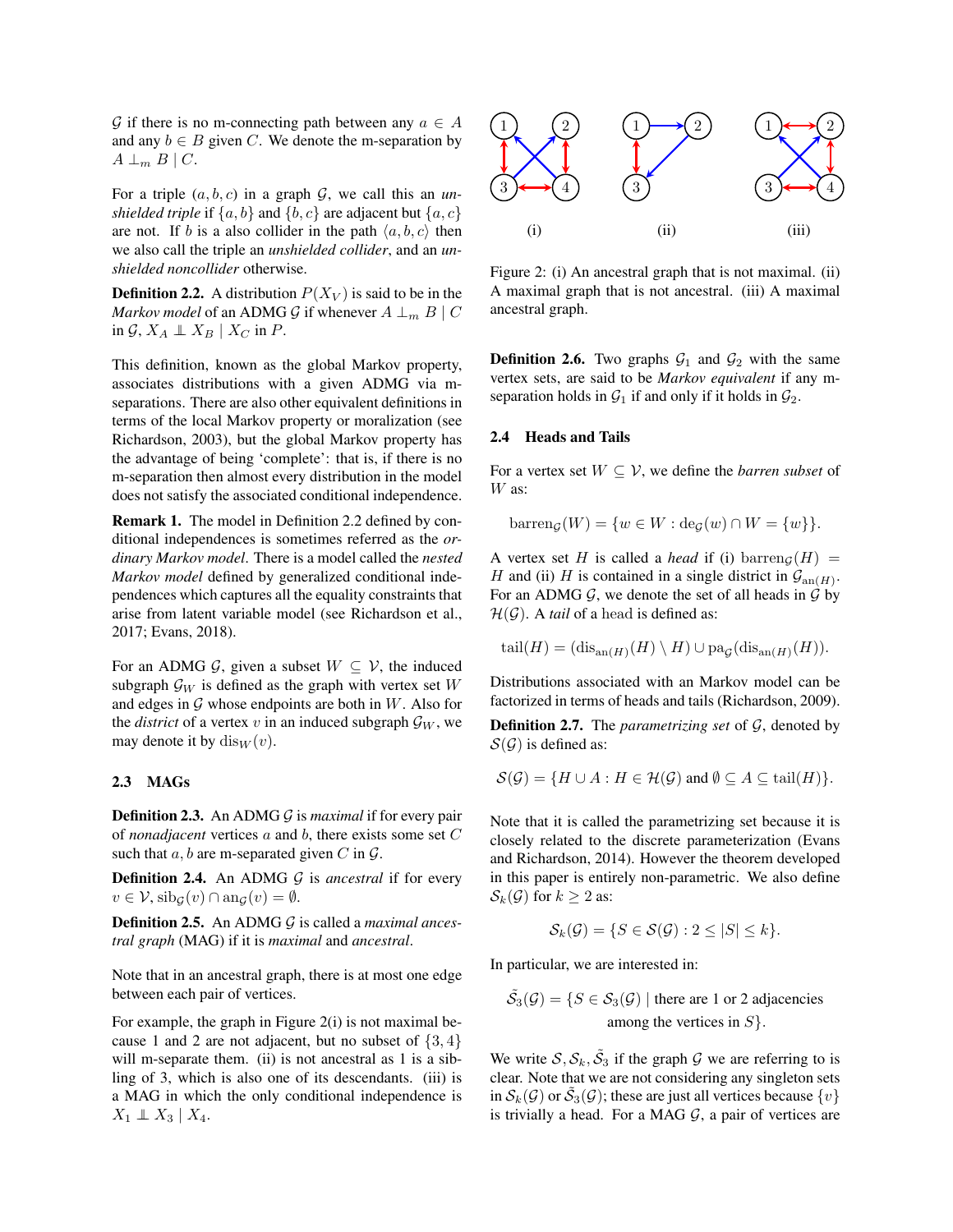$\mathcal{G}$ if there is no m-connecting path between any $a \in A$ and any $b \in B$ given $C$. We denote the m-separation by $A \perp_m B \mid C$.

For a triple $(a, b, c)$ in a graph $\mathcal{G}$, we call this an *unshielded triple* if $\{a, b\}$ and $\{b, c\}$ are adjacent but $\{a, c\}$ are not. If $b$ is a also collider in the path $\langle a, b, c \rangle$ then we also call the triple an *unshielded collider*, and an *unshielded noncollider* otherwise.

**Definition 2.2.** A distribution $P(X_V)$ is said to be in the *Markov model* of an ADMG $\mathcal{G}$ if whenever $A \perp_m B \mid C$ in $\mathcal{G}$, $X_A \perp\!\!\!\perp X_B \mid X_C$ in $P$.

This definition, known as the global Markov property, associates distributions with a given ADMG via m-separations. There are also other equivalent definitions in terms of the local Markov property or moralization (see Richardson, 2003), but the global Markov property has the advantage of being 'complete': that is, if there is no m-separation then almost every distribution in the model does not satisfy the associated conditional independence.

**Remark 1.** The model in Definition 2.2 defined by conditional independences is sometimes referred as the *ordinary Markov model*. There is a model called the *nested Markov model* defined by generalized conditional independences which captures all the equality constraints that arise from latent variable model (see Richardson et al., 2017; Evans, 2018).

For an ADMG $\mathcal{G}$, given a subset $W \subseteq \mathcal{V}$, the induced subgraph $\mathcal{G}_W$ is defined as the graph with vertex set $W$ and edges in $\mathcal{G}$ whose endpoints are both in $W$. Also for the *district* of a vertex $v$ in an induced subgraph $\mathcal{G}_W$, we may denote it by $\text{dis}_W(v)$.

### 2.3 MAGs

**Definition 2.3.** An ADMG $\mathcal{G}$ is *maximal* if for every pair of *nonadjacent* vertices $a$ and $b$, there exists some set $C$ such that $a, b$ are m-separated given $C$ in $\mathcal{G}$.

**Definition 2.4.** An ADMG $\mathcal{G}$ is *ancestral* if for every $v \in \mathcal{V}$, $\text{sib}_{\mathcal{G}}(v) \cap \text{an}_{\mathcal{G}}(v) = \emptyset$.

**Definition 2.5.** An ADMG $\mathcal{G}$ is called a *maximal ancestral graph* (MAG) if it is *maximal* and *ancestral*.

Note that in an ancestral graph, there is at most one edge between each pair of vertices.

For example, the graph in Figure 2(i) is not maximal because 1 and 2 are not adjacent, but no subset of $\{3, 4\}$ will m-separate them. (ii) is not ancestral as 1 is a sibling of 3, which is also one of its descendants. (iii) is a MAG in which the only conditional independence is $X_1 \perp\!\!\!\perp X_3 \mid X_4$.

Figure 2: (i) An ancestral graph that is not maximal. (ii) A maximal graph that is not ancestral. (iii) A maximal ancestral graph.

**Definition 2.6.** Two graphs $\mathcal{G}_1$ and $\mathcal{G}_2$ with the same vertex sets, are said to be *Markov equivalent* if any m-separation holds in $\mathcal{G}_1$ if and only if it holds in $\mathcal{G}_2$.

### 2.4 Heads and Tails

For a vertex set $W \subseteq \mathcal{V}$, we define the *barren subset* of $W$ as:

$$\text{barren}_{\mathcal{G}}(W) = \{w \in W : \text{de}_{\mathcal{G}}(w) \cap W = \{w\}\}.$$

A vertex set $H$ is called a *head* if (i) $\text{barren}_{\mathcal{G}}(H) = H$ and (ii) $H$ is contained in a single district in $\mathcal{G}_{\text{an}(H)}$. For an ADMG $\mathcal{G}$, we denote the set of all heads in $\mathcal{G}$ by $\mathcal{H}(\mathcal{G})$. A *tail* of a head is defined as:

$$\text{tail}(H) = (\text{dis}_{\text{an}(H)}(H) \setminus H) \cup \text{pa}_{\mathcal{G}}(\text{dis}_{\text{an}(H)}(H)).$$

Distributions associated with an Markov model can be factorized in terms of heads and tails (Richardson, 2009).

**Definition 2.7.** The *parametrizing set* of $\mathcal{G}$, denoted by $\mathcal{S}(\mathcal{G})$ is defined as:

$$\mathcal{S}(\mathcal{G}) = \{H \cup A : H \in \mathcal{H}(\mathcal{G}) \text{ and } \emptyset \subseteq A \subseteq \text{tail}(H)\}.$$

Note that it is called the parametrizing set because it is closely related to the discrete parameterization (Evans and Richardson, 2014). However the theorem developed in this paper is entirely non-parametric. We also define $\mathcal{S}_k(\mathcal{G})$ for $k \geq 2$ as:

$$\mathcal{S}_k(\mathcal{G}) = \{S \in \mathcal{S}(\mathcal{G}) : 2 \leq |S| \leq k\}.$$

In particular, we are interested in:

$$\tilde{\mathcal{S}}_3(\mathcal{G}) = \{S \in \mathcal{S}_3(\mathcal{G}) \mid \text{there are 1 or 2 adjacencies among the vertices in } S\}.$$

We write $\mathcal{S}, \mathcal{S}_k, \tilde{\mathcal{S}}_3$ if the graph $\mathcal{G}$ we are referring to is clear. Note that we are not considering any singleton sets in $\mathcal{S}_k(\mathcal{G})$ or $\tilde{\mathcal{S}}_3(\mathcal{G})$; these are just all vertices because $\{v\}$ is trivially a head. For a MAG $\mathcal{G}$, a pair of vertices are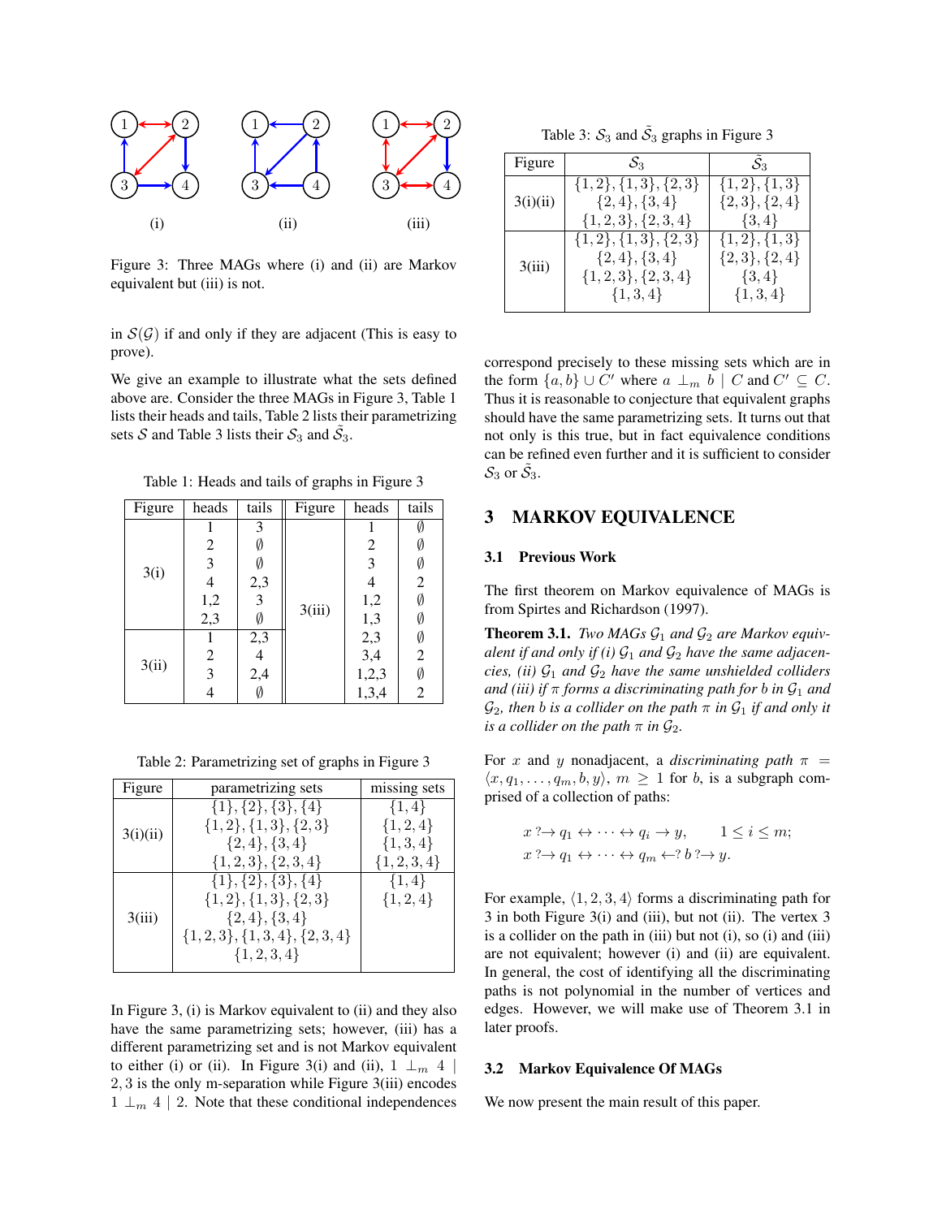Figure 3: Three MAGs where (i) and (ii) are Markov equivalent but (iii) is not.

in $\mathcal{S}(\mathcal{G})$ if and only if they are adjacent (This is easy to prove).

We give an example to illustrate what the sets defined above are. Consider the three MAGs in Figure 3, Table 1 lists their heads and tails, Table 2 lists their parametrizing sets $\mathcal{S}$ and Table 3 lists their $\mathcal{S}_3$ and $\tilde{\mathcal{S}}_3$.

Table 1: Heads and tails of graphs in Figure 3

| Figure | heads | tails | Figure | heads | tails |
|---|---|---|---|---|---|
| 3(i) | 1 | 3 | 3(iii) | 1 | $\emptyset$ |
| | 2 | $\emptyset$ | | 2 | $\emptyset$ |
| | 3 | $\emptyset$ | | 3 | $\emptyset$ |
| | 4 | 2,3 | | 4 | 2 |
| | 1,2 | 3 | | 1,2 | $\emptyset$ |
| | 2,3 | $\emptyset$ | | 1,3 | $\emptyset$ |
| 3(ii) | 1 | 2,3 | | 2,3 | $\emptyset$ |
| | 2 | 4 | | 3,4 | 2 |
| | 3 | 2,4 | | 1,2,3 | $\emptyset$ |
| | 4 | $\emptyset$ | | 1,3,4 | 2 |

Table 2: Parametrizing set of graphs in Figure 3

| Figure | parametrizing sets | missing sets |
|---|---|---|
| 3(i)(ii) | $\{1\},\{2\},\{3\},\{4\}$ | $\{1,4\}$ |
| | $\{1,2\},\{1,3\},\{2,3\}$ | $\{1,2,4\}$ |
| | $\{2,4\},\{3,4\}$ | $\{1,3,4\}$ |
| | $\{1,2,3\},\{2,3,4\}$ | $\{1,2,3,4\}$ |
| 3(iii) | $\{1\},\{2\},\{3\},\{4\}$ | $\{1,4\}$ |
| | $\{1,2\},\{1,3\},\{2,3\}$ | $\{1,2,4\}$ |
| | $\{2,4\},\{3,4\}$ | |
| | $\{1,2,3\},\{1,3,4\},\{2,3,4\}$ | |
| | $\{1,2,3,4\}$ | |

In Figure 3, (i) is Markov equivalent to (ii) and they also have the same parametrizing sets; however, (iii) has a different parametrizing set and is not Markov equivalent to either (i) or (ii). In Figure 3(i) and (ii), $1 \perp_m 4 \mid 2,3$ is the only m-separation while Figure 3(iii) encodes $1 \perp_m 4 \mid 2$. Note that these conditional independences

Table 3: $\mathcal{S}_3$ and $\tilde{\mathcal{S}}_3$ graphs in Figure 3

| Figure | $\mathcal{S}_3$ | $\tilde{\mathcal{S}}_3$ |
|---|---|---|
| 3(i)(ii) | $\{1,2\},\{1,3\},\{2,3\}$ $\{2,4\},\{3,4\}$ $\{1,2,3\},\{2,3,4\}$ | $\{1,2\},\{1,3\}$ $\{2,3\},\{2,4\}$ $\{3,4\}$ |
| 3(iii) | $\{1,2\},\{1,3\},\{2,3\}$ $\{2,4\},\{3,4\}$ $\{1,2,3\},\{2,3,4\}$ $\{1,3,4\}$ | $\{1,2\},\{1,3\}$ $\{2,3\},\{2,4\}$ $\{3,4\}$ $\{1,3,4\}$ |

correspond precisely to these missing sets which are in the form $\{a,b\} \cup C'$ where $a \perp_m b \mid C$ and $C' \subseteq C$. Thus it is reasonable to conjecture that equivalent graphs should have the same parametrizing sets. It turns out that not only is this true, but in fact equivalence conditions can be refined even further and it is sufficient to consider $\mathcal{S}_3$ or $\tilde{\mathcal{S}}_3$.

## 3 MARKOV EQUIVALENCE

### 3.1 Previous Work

The first theorem on Markov equivalence of MAGs is from Spirtes and Richardson (1997).

**Theorem 3.1.** *Two MAGs $\mathcal{G}_1$ and $\mathcal{G}_2$ are Markov equivalent if and only if (i) $\mathcal{G}_1$ and $\mathcal{G}_2$ have the same adjacencies, (ii) $\mathcal{G}_1$ and $\mathcal{G}_2$ have the same unshielded colliders and (iii) if $\pi$ forms a discriminating path for $b$ in $\mathcal{G}_1$ and $\mathcal{G}_2$, then $b$ is a collider on the path $\pi$ in $\mathcal{G}_1$ if and only it is a collider on the path $\pi$ in $\mathcal{G}_2$.*

For $x$ and $y$ nonadjacent, a *discriminating path* $\pi = \langle x, q_1, \ldots, q_m, b, y \rangle$, $m \geq 1$ for $b$, is a subgraph comprised of a collection of paths:

$$x \mathrel{?\!\!\rightarrow} q_1 \leftrightarrow \cdots \leftrightarrow q_i \rightarrow y, \qquad 1 \leq i \leq m;$$
$$x \mathrel{?\!\!\rightarrow} q_1 \leftrightarrow \cdots \leftrightarrow q_m \mathrel{\leftarrow\!\!?} b \mathrel{?\!\!\rightarrow} y.$$

For example, $\langle 1,2,3,4 \rangle$ forms a discriminating path for 3 in both Figure 3(i) and (iii), but not (ii). The vertex 3 is a collider on the path in (iii) but not (i), so (i) and (iii) are not equivalent; however (i) and (ii) are equivalent. In general, the cost of identifying all the discriminating paths is not polynomial in the number of vertices and edges. However, we will make use of Theorem 3.1 in later proofs.

### 3.2 Markov Equivalence Of MAGs

We now present the main result of this paper.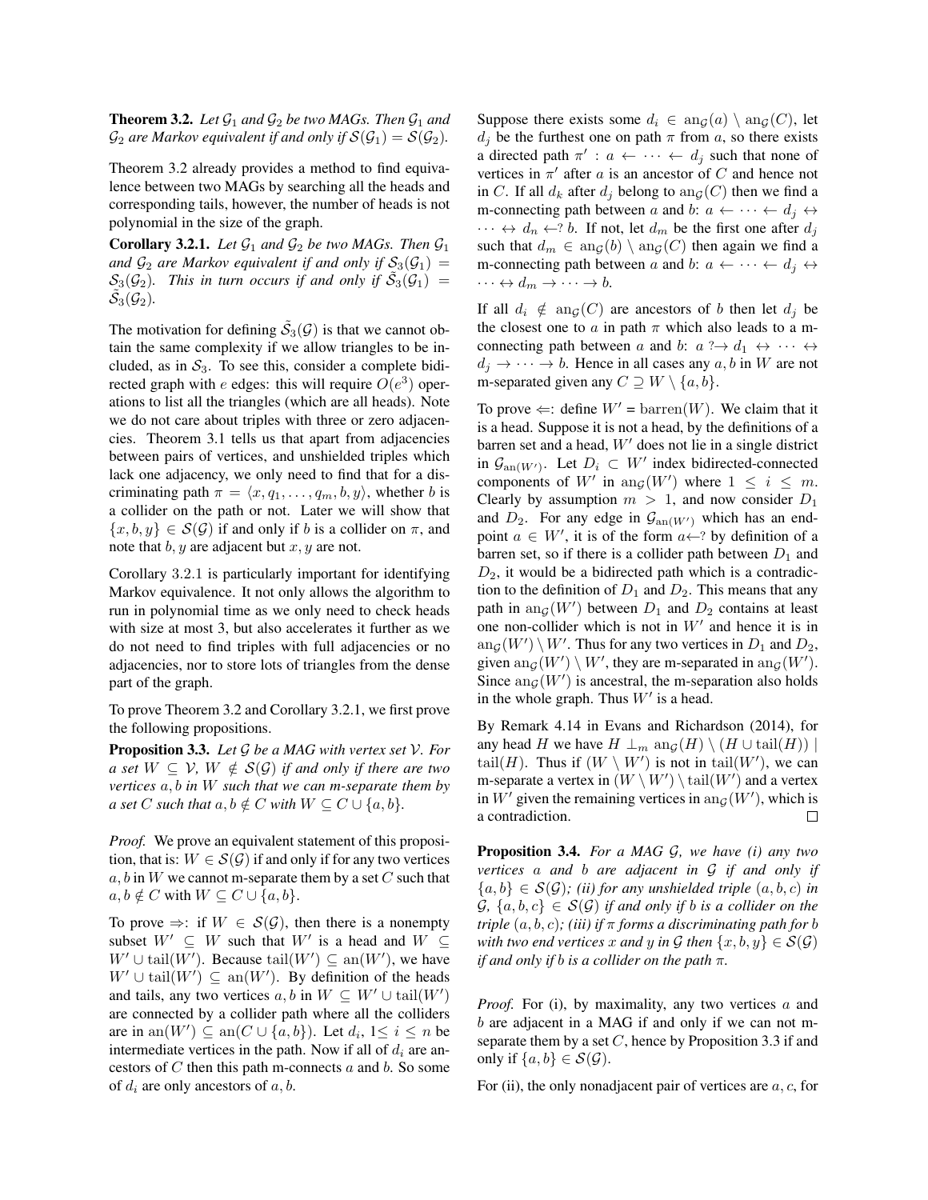**Theorem 3.2.** *Let $\mathcal{G}_1$ and $\mathcal{G}_2$ be two MAGs. Then $\mathcal{G}_1$ and $\mathcal{G}_2$ are Markov equivalent if and only if $\mathcal{S}(\mathcal{G}_1) = \mathcal{S}(\mathcal{G}_2)$.*

Theorem 3.2 already provides a method to find equivalence between two MAGs by searching all the heads and corresponding tails, however, the number of heads is not polynomial in the size of the graph.

**Corollary 3.2.1.** *Let $\mathcal{G}_1$ and $\mathcal{G}_2$ be two MAGs. Then $\mathcal{G}_1$ and $\mathcal{G}_2$ are Markov equivalent if and only if $\mathcal{S}_3(\mathcal{G}_1) = \mathcal{S}_3(\mathcal{G}_2)$. This in turn occurs if and only if $\tilde{\mathcal{S}}_3(\mathcal{G}_1) = \tilde{\mathcal{S}}_3(\mathcal{G}_2)$.*

The motivation for defining $\tilde{\mathcal{S}}_3(\mathcal{G})$ is that we cannot obtain the same complexity if we allow triangles to be included, as in $\mathcal{S}_3$. To see this, consider a complete bidirected graph with $e$ edges: this will require $O(e^3)$ operations to list all the triangles (which are all heads). Note we do not care about triples with three or zero adjacencies. Theorem 3.1 tells us that apart from adjacencies between pairs of vertices, and unshielded triples which lack one adjacency, we only need to find that for a discriminating path $\pi = \langle x, q_1, \dots, q_m, b, y \rangle$, whether $b$ is a collider on the path or not. Later we will show that $\{x, b, y\} \in \mathcal{S}(\mathcal{G})$ if and only if $b$ is a collider on $\pi$, and note that $b, y$ are adjacent but $x, y$ are not.

Corollary 3.2.1 is particularly important for identifying Markov equivalence. It not only allows the algorithm to run in polynomial time as we only need to check heads with size at most 3, but also accelerates it further as we do not need to find triples with full adjacencies or no adjacencies, nor to store lots of triangles from the dense part of the graph.

To prove Theorem 3.2 and Corollary 3.2.1, we first prove the following propositions.

**Proposition 3.3.** *Let $\mathcal{G}$ be a MAG with vertex set $\mathcal{V}$. For a set $W \subseteq \mathcal{V}$, $W \notin \mathcal{S}(\mathcal{G})$ if and only if there are two vertices $a, b$ in $W$ such that we can m-separate them by a set $C$ such that $a, b \notin C$ with $W \subseteq C \cup \{a, b\}$.*

*Proof.* We prove an equivalent statement of this proposition, that is: $W \in \mathcal{S}(\mathcal{G})$ if and only if for any two vertices $a, b$ in $W$ we cannot m-separate them by a set $C$ such that $a, b \notin C$ with $W \subseteq C \cup \{a, b\}$.

To prove $\Rightarrow$: if $W \in \mathcal{S}(\mathcal{G})$, then there is a nonempty subset $W' \subseteq W$ such that $W'$ is a head and $W \subseteq W' \cup \text{tail}(W')$. Because $\text{tail}(W') \subseteq \text{an}(W')$, we have $W' \cup \text{tail}(W') \subseteq \text{an}(W')$. By definition of the heads and tails, any two vertices $a, b$ in $W \subseteq W' \cup \text{tail}(W')$ are connected by a collider path where all the colliders are in $\text{an}(W') \subseteq \text{an}(C \cup \{a, b\})$. Let $d_i$, $1 \leq i \leq n$ be intermediate vertices in the path. Now if all of $d_i$ are ancestors of $C$ then this path m-connects $a$ and $b$. So some of $d_i$ are only ancestors of $a, b$.

Suppose there exists some $d_i \in \text{an}_\mathcal{G}(a) \setminus \text{an}_\mathcal{G}(C)$, let $d_j$ be the furthest one on path $\pi$ from $a$, so there exists a directed path $\pi' : a \leftarrow \cdots \leftarrow d_j$ such that none of vertices in $\pi'$ after $a$ is an ancestor of $C$ and hence not in $C$. If all $d_k$ after $d_j$ belong to $\text{an}_\mathcal{G}(C)$ then we find a m-connecting path between $a$ and $b$: $a \leftarrow \cdots \leftarrow d_j \leftrightarrow \cdots \leftrightarrow d_n \leftarrow ?\, b$. If not, let $d_m$ be the first one after $d_j$ such that $d_m \in \text{an}_\mathcal{G}(b) \setminus \text{an}_\mathcal{G}(C)$ then again we find a m-connecting path between $a$ and $b$: $a \leftarrow \cdots \leftarrow d_j \leftrightarrow \cdots \leftrightarrow d_m \rightarrow \cdots \rightarrow b$.

If all $d_i \notin \text{an}_\mathcal{G}(C)$ are ancestors of $b$ then let $d_j$ be the closest one to $a$ in path $\pi$ which also leads to a m-connecting path between $a$ and $b$: $a\, ?\!\!\rightarrow d_1 \leftrightarrow \cdots \leftrightarrow d_j \rightarrow \cdots \rightarrow b$. Hence in all cases any $a, b$ in $W$ are not m-separated given any $C \supseteq W \setminus \{a, b\}$.

To prove $\Leftarrow$: define $W' = \text{barren}(W)$. We claim that it is a head. Suppose it is not a head, by the definitions of a barren set and a head, $W'$ does not lie in a single district in $\mathcal{G}_{\text{an}(W')}$. Let $D_i \subset W'$ index bidirected-connected components of $W'$ in $\text{an}_\mathcal{G}(W')$ where $1 \leq i \leq m$. Clearly by assumption $m > 1$, and now consider $D_1$ and $D_2$. For any edge in $\mathcal{G}_{\text{an}(W')}$ which has an endpoint $a \in W'$, it is of the form $a \leftarrow ?$ by definition of a barren set, so if there is a collider path between $D_1$ and $D_2$, it would be a bidirected path which is a contradiction to the definition of $D_1$ and $D_2$. This means that any path in $\text{an}_\mathcal{G}(W')$ between $D_1$ and $D_2$ contains at least one non-collider which is not in $W'$ and hence it is in $\text{an}_\mathcal{G}(W') \setminus W'$. Thus for any two vertices in $D_1$ and $D_2$, given $\text{an}_\mathcal{G}(W') \setminus W'$, they are m-separated in $\text{an}_\mathcal{G}(W')$. Since $\text{an}_\mathcal{G}(W')$ is ancestral, the m-separation also holds in the whole graph. Thus $W'$ is a head.

By Remark 4.14 in Evans and Richardson (2014), for any head $H$ we have $H \perp_m \text{an}_\mathcal{G}(H) \setminus (H \cup \text{tail}(H)) \mid \text{tail}(H)$. Thus if $(W \setminus W')$ is not in $\text{tail}(W')$, we can m-separate a vertex in $(W \setminus W') \setminus \text{tail}(W')$ and a vertex in $W'$ given the remaining vertices in $\text{an}_\mathcal{G}(W')$, which is a contradiction. $\square$

**Proposition 3.4.** *For a MAG $\mathcal{G}$, we have (i) any two vertices $a$ and $b$ are adjacent in $\mathcal{G}$ if and only if $\{a, b\} \in \mathcal{S}(\mathcal{G})$; (ii) for any unshielded triple $(a, b, c)$ in $\mathcal{G}$, $\{a, b, c\} \in \mathcal{S}(\mathcal{G})$ if and only if $b$ is a collider on the triple $(a, b, c)$; (iii) if $\pi$ forms a discriminating path for $b$ with two end vertices $x$ and $y$ in $\mathcal{G}$ then $\{x, b, y\} \in \mathcal{S}(\mathcal{G})$ if and only if $b$ is a collider on the path $\pi$.*

*Proof.* For (i), by maximality, any two vertices $a$ and $b$ are adjacent in a MAG if and only if we can not m-separate them by a set $C$, hence by Proposition 3.3 if and only if $\{a, b\} \in \mathcal{S}(\mathcal{G})$.

For (ii), the only nonadjacent pair of vertices are $a, c$, for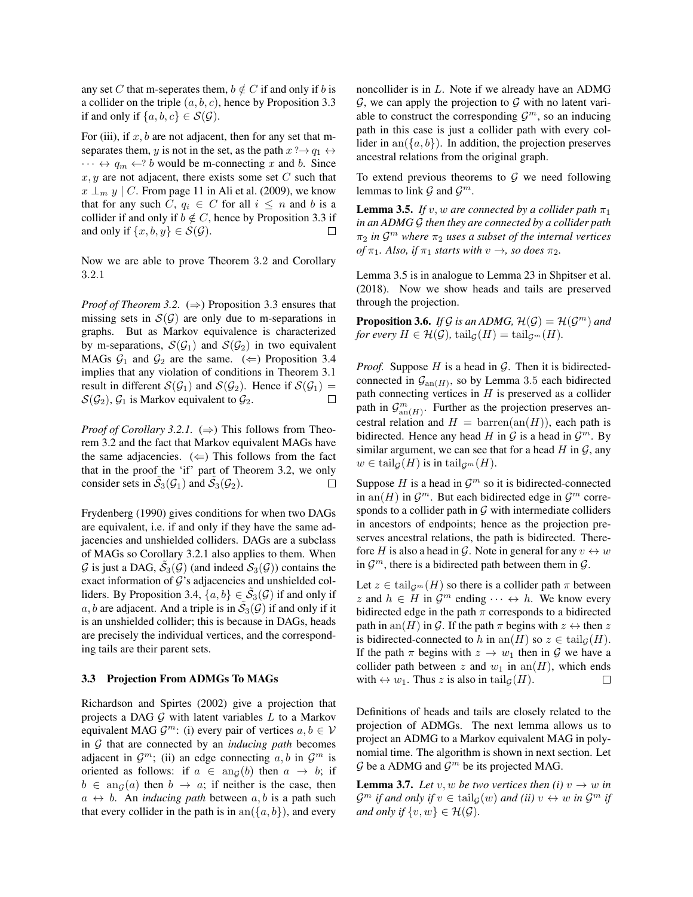any set $C$ that m-seperates them, $b \notin C$ if and only if $b$ is a collider on the triple $(a, b, c)$, hence by Proposition 3.3 if and only if $\{a, b, c\} \in \mathcal{S}(\mathcal{G})$.

For (iii), if $x, b$ are not adjacent, then for any set that m-separates them, $y$ is not in the set, as the path $x \mathrel{?\!\!\rightarrow} q_1 \leftrightarrow \cdots \leftrightarrow q_m \mathrel{\leftarrow\!\!?} b$ would be m-connecting $x$ and $b$. Since $x, y$ are not adjacent, there exists some set $C$ such that $x \perp_m y \mid C$. From page 11 in Ali et al. (2009), we know that for any such $C$, $q_i \in C$ for all $i \leq n$ and $b$ is a collider if and only if $b \notin C$, hence by Proposition 3.3 if and only if $\{x, b, y\} \in \mathcal{S}(\mathcal{G})$. ◻

Now we are able to prove Theorem 3.2 and Corollary 3.2.1

*Proof of Theorem 3.2.* ($\Rightarrow$) Proposition 3.3 ensures that missing sets in $\mathcal{S}(\mathcal{G})$ are only due to m-separations in graphs. But as Markov equivalence is characterized by m-separations, $\mathcal{S}(\mathcal{G}_1)$ and $\mathcal{S}(\mathcal{G}_2)$ in two equivalent MAGs $\mathcal{G}_1$ and $\mathcal{G}_2$ are the same. ($\Leftarrow$) Proposition 3.4 implies that any violation of conditions in Theorem 3.1 result in different $\mathcal{S}(\mathcal{G}_1)$ and $\mathcal{S}(\mathcal{G}_2)$. Hence if $\mathcal{S}(\mathcal{G}_1) = \mathcal{S}(\mathcal{G}_2)$, $\mathcal{G}_1$ is Markov equivalent to $\mathcal{G}_2$. ◻

*Proof of Corollary 3.2.1.* ($\Rightarrow$) This follows from Theorem 3.2 and the fact that Markov equivalent MAGs have the same adjacencies. ($\Leftarrow$) This follows from the fact that in the proof the 'if' part of Theorem 3.2, we only consider sets in $\tilde{\mathcal{S}}_3(\mathcal{G}_1)$ and $\tilde{\mathcal{S}}_3(\mathcal{G}_2)$. ◻

Frydenberg (1990) gives conditions for when two DAGs are equivalent, i.e. if and only if they have the same adjacencies and unshielded colliders. DAGs are a subclass of MAGs so Corollary 3.2.1 also applies to them. When $\mathcal{G}$ is just a DAG, $\tilde{\mathcal{S}}_3(\mathcal{G})$ (and indeed $\mathcal{S}_3(\mathcal{G})$) contains the exact information of $\mathcal{G}$'s adjacencies and unshielded colliders. By Proposition 3.4, $\{a, b\} \in \tilde{\mathcal{S}}_3(\mathcal{G})$ if and only if $a, b$ are adjacent. And a triple is in $\tilde{\mathcal{S}}_3(\mathcal{G})$ if and only if it is an unshielded collider; this is because in DAGs, heads are precisely the individual vertices, and the corresponding tails are their parent sets.

### 3.3 Projection From ADMGs To MAGs

Richardson and Spirtes (2002) give a projection that projects a DAG $\mathcal{G}$ with latent variables $L$ to a Markov equivalent MAG $\mathcal{G}^m$: (i) every pair of vertices $a, b \in \mathcal{V}$ in $\mathcal{G}$ that are connected by an *inducing path* becomes adjacent in $\mathcal{G}^m$; (ii) an edge connecting $a, b$ in $\mathcal{G}^m$ is oriented as follows: if $a \in \mathrm{an}_{\mathcal{G}}(b)$ then $a \to b$; if $b \in \mathrm{an}_{\mathcal{G}}(a)$ then $b \to a$; if neither is the case, then $a \leftrightarrow b$. An *inducing path* between $a, b$ is a path such that every collider in the path is in $\mathrm{an}(\{a, b\})$, and every noncollider is in $L$. Note if we already have an ADMG $\mathcal{G}$, we can apply the projection to $\mathcal{G}$ with no latent variable to construct the corresponding $\mathcal{G}^m$, so an inducing path in this case is just a collider path with every collider in $\mathrm{an}(\{a, b\})$. In addition, the projection preserves ancestral relations from the original graph.

To extend previous theorems to $\mathcal{G}$ we need following lemmas to link $\mathcal{G}$ and $\mathcal{G}^m$.

**Lemma 3.5.** *If $v, w$ are connected by a collider path $\pi_1$ in an ADMG $\mathcal{G}$ then they are connected by a collider path $\pi_2$ in $\mathcal{G}^m$ where $\pi_2$ uses a subset of the internal vertices of $\pi_1$. Also, if $\pi_1$ starts with $v \to$, so does $\pi_2$.*

Lemma 3.5 is in analogue to Lemma 23 in Shpitser et al. (2018). Now we show heads and tails are preserved through the projection.

**Proposition 3.6.** *If $\mathcal{G}$ is an ADMG, $\mathcal{H}(\mathcal{G}) = \mathcal{H}(\mathcal{G}^m)$ and for every $H \in \mathcal{H}(\mathcal{G})$, $\mathrm{tail}_{\mathcal{G}}(H) = \mathrm{tail}_{\mathcal{G}^m}(H)$.*

*Proof.* Suppose $H$ is a head in $\mathcal{G}$. Then it is bidirected-connected in $\mathcal{G}_{\mathrm{an}(H)}$, so by Lemma 3.5 each bidirected path connecting vertices in $H$ is preserved as a collider path in $\mathcal{G}^m_{\mathrm{an}(H)}$. Further as the projection preserves ancestral relation and $H = \mathrm{barren}(\mathrm{an}(H))$, each path is bidirected. Hence any head $H$ in $\mathcal{G}$ is a head in $\mathcal{G}^m$. By similar argument, we can see that for a head $H$ in $\mathcal{G}$, any $w \in \mathrm{tail}_{\mathcal{G}}(H)$ is in $\mathrm{tail}_{\mathcal{G}^m}(H)$.

Suppose $H$ is a head in $\mathcal{G}^m$ so it is bidirected-connected in $\mathrm{an}(H)$ in $\mathcal{G}^m$. But each bidirected edge in $\mathcal{G}^m$ corresponds to a collider path in $\mathcal{G}$ with intermediate colliders in ancestors of endpoints; hence as the projection preserves ancestral relations, the path is bidirected. Therefore $H$ is also a head in $\mathcal{G}$. Note in general for any $v \leftrightarrow w$ in $\mathcal{G}^m$, there is a bidirected path between them in $\mathcal{G}$.

Let $z \in \mathrm{tail}_{\mathcal{G}^m}(H)$ so there is a collider path $\pi$ between $z$ and $h \in H$ in $\mathcal{G}^m$ ending $\cdots \leftrightarrow h$. We know every bidirected edge in the path $\pi$ corresponds to a bidirected path in $\mathrm{an}(H)$ in $\mathcal{G}$. If the path $\pi$ begins with $z \leftrightarrow$ then $z$ is bidirected-connected to $h$ in $\mathrm{an}(H)$ so $z \in \mathrm{tail}_{\mathcal{G}}(H)$. If the path $\pi$ begins with $z \to w_1$ then in $\mathcal{G}$ we have a collider path between $z$ and $w_1$ in $\mathrm{an}(H)$, which ends with $\leftrightarrow w_1$. Thus $z$ is also in $\mathrm{tail}_{\mathcal{G}}(H)$. ◻

Definitions of heads and tails are closely related to the projection of ADMGs. The next lemma allows us to project an ADMG to a Markov equivalent MAG in polynomial time. The algorithm is shown in next section. Let $\mathcal{G}$ be a ADMG and $\mathcal{G}^m$ be its projected MAG.

**Lemma 3.7.** *Let $v, w$ be two vertices then (i) $v \to w$ in $\mathcal{G}^m$ if and only if $v \in \mathrm{tail}_{\mathcal{G}}(w)$ and (ii) $v \leftrightarrow w$ in $\mathcal{G}^m$ if and only if $\{v, w\} \in \mathcal{H}(\mathcal{G})$.*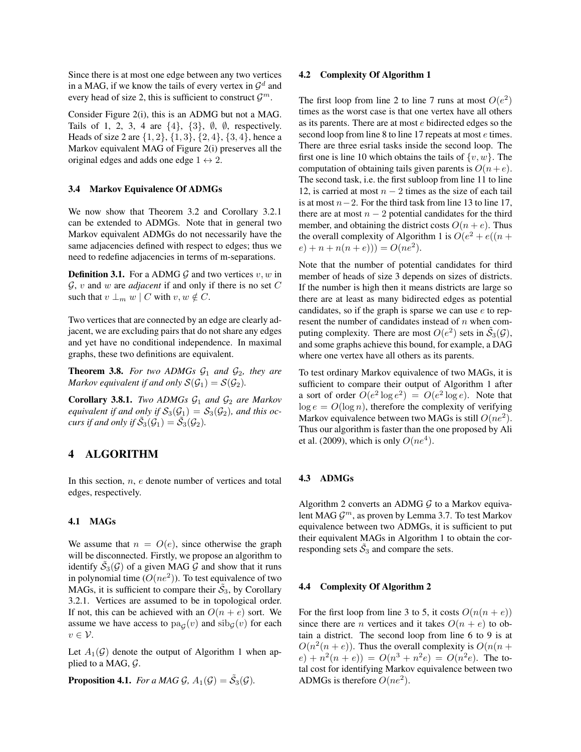Since there is at most one edge between any two vertices in a MAG, if we know the tails of every vertex in $\mathcal{G}^d$ and every head of size 2, this is sufficient to construct $\mathcal{G}^m$.

Consider Figure 2(i), this is an ADMG but not a MAG. Tails of 1, 2, 3, 4 are $\{4\}$, $\{3\}$, $\emptyset$, $\emptyset$, respectively. Heads of size 2 are $\{1,2\}$, $\{1,3\}$, $\{2,4\}$, $\{3,4\}$, hence a Markov equivalent MAG of Figure 2(i) preserves all the original edges and adds one edge $1 \leftrightarrow 2$.

### 3.4 Markov Equivalence Of ADMGs

We now show that Theorem 3.2 and Corollary 3.2.1 can be extended to ADMGs. Note that in general two Markov equivalent ADMGs do not necessarily have the same adjacencies defined with respect to edges; thus we need to redefine adjacencies in terms of m-separations.

**Definition 3.1.** For a ADMG $\mathcal{G}$ and two vertices $v, w$ in $\mathcal{G}$, $v$ and $w$ are *adjacent* if and only if there is no set $C$ such that $v \perp_m w \mid C$ with $v, w \notin C$.

Two vertices that are connected by an edge are clearly adjacent, we are excluding pairs that do not share any edges and yet have no conditional independence. In maximal graphs, these two definitions are equivalent.

**Theorem 3.8.** *For two ADMGs $\mathcal{G}_1$ and $\mathcal{G}_2$, they are Markov equivalent if and only $\mathcal{S}(\mathcal{G}_1) = \mathcal{S}(\mathcal{G}_2)$.*

**Corollary 3.8.1.** *Two ADMGs $\mathcal{G}_1$ and $\mathcal{G}_2$ are Markov equivalent if and only if $\mathcal{S}_3(\mathcal{G}_1) = \mathcal{S}_3(\mathcal{G}_2)$, and this occurs if and only if $\tilde{\mathcal{S}}_3(\mathcal{G}_1) = \tilde{\mathcal{S}}_3(\mathcal{G}_2)$.*

## 4 ALGORITHM

In this section, $n$, $e$ denote number of vertices and total edges, respectively.

### 4.1 MAGs

We assume that $n = O(e)$, since otherwise the graph will be disconnected. Firstly, we propose an algorithm to identify $\tilde{\mathcal{S}}_3(\mathcal{G})$ of a given MAG $\mathcal{G}$ and show that it runs in polynomial time ($O(ne^2)$). To test equivalence of two MAGs, it is sufficient to compare their $\tilde{\mathcal{S}}_3$, by Corollary 3.2.1. Vertices are assumed to be in topological order. If not, this can be achieved with an $O(n+e)$ sort. We assume we have access to $\mathrm{pa}_{\mathcal{G}}(v)$ and $\mathrm{sib}_{\mathcal{G}}(v)$ for each $v \in \mathcal{V}$.

Let $A_1(\mathcal{G})$ denote the output of Algorithm 1 when applied to a MAG, $\mathcal{G}$.

**Proposition 4.1.** *For a MAG $\mathcal{G}$, $A_1(\mathcal{G}) = \tilde{\mathcal{S}}_3(\mathcal{G})$.*

### 4.2 Complexity Of Algorithm 1

The first loop from line 2 to line 7 runs at most $O(e^2)$ times as the worst case is that one vertex have all others as its parents. There are at most $e$ bidirected edges so the second loop from line 8 to line 17 repeats at most $e$ times. There are three esrial tasks inside the second loop. The first one is line 10 which obtains the tails of $\{v, w\}$. The computation of obtaining tails given parents is $O(n+e)$. The second task, i.e. the first subloop from line 11 to line 12, is carried at most $n-2$ times as the size of each tail is at most $n-2$. For the third task from line 13 to line 17, there are at most $n-2$ potential candidates for the third member, and obtaining the district costs $O(n+e)$. Thus the overall complexity of Algorithm 1 is $O(e^2 + e((n+e) + n + n(n+e))) = O(ne^2)$.

Note that the number of potential candidates for third member of heads of size 3 depends on sizes of districts. If the number is high then it means districts are large so there are at least as many bidirected edges as potential candidates, so if the graph is sparse we can use $e$ to represent the number of candidates instead of $n$ when computing complexity. There are most $O(e^2)$ sets in $\tilde{\mathcal{S}}_3(\mathcal{G})$, and some graphs achieve this bound, for example, a DAG where one vertex have all others as its parents.

To test ordinary Markov equivalence of two MAGs, it is sufficient to compare their output of Algorithm 1 after a sort of order $O(e^2 \log e^2) = O(e^2 \log e)$. Note that $\log e = O(\log n)$, therefore the complexity of verifying Markov equivalence between two MAGs is still $O(ne^2)$. Thus our algorithm is faster than the one proposed by Ali et al. (2009), which is only $O(ne^4)$.

### 4.3 ADMGs

Algorithm 2 converts an ADMG $\mathcal{G}$ to a Markov equivalent MAG $\mathcal{G}^m$, as proven by Lemma 3.7. To test Markov equivalence between two ADMGs, it is sufficient to put their equivalent MAGs in Algorithm 1 to obtain the corresponding sets $\tilde{\mathcal{S}}_3$ and compare the sets.

### 4.4 Complexity Of Algorithm 2

For the first loop from line 3 to 5, it costs $O(n(n+e))$ since there are $n$ vertices and it takes $O(n+e)$ to obtain a district. The second loop from line 6 to 9 is at $O(n^2(n+e))$. Thus the overall complexity is $O(n(n+e) + n^2(n+e)) = O(n^3 + n^2 e) = O(n^2 e)$. The total cost for identifying Markov equivalence between two ADMGs is therefore $O(ne^2)$.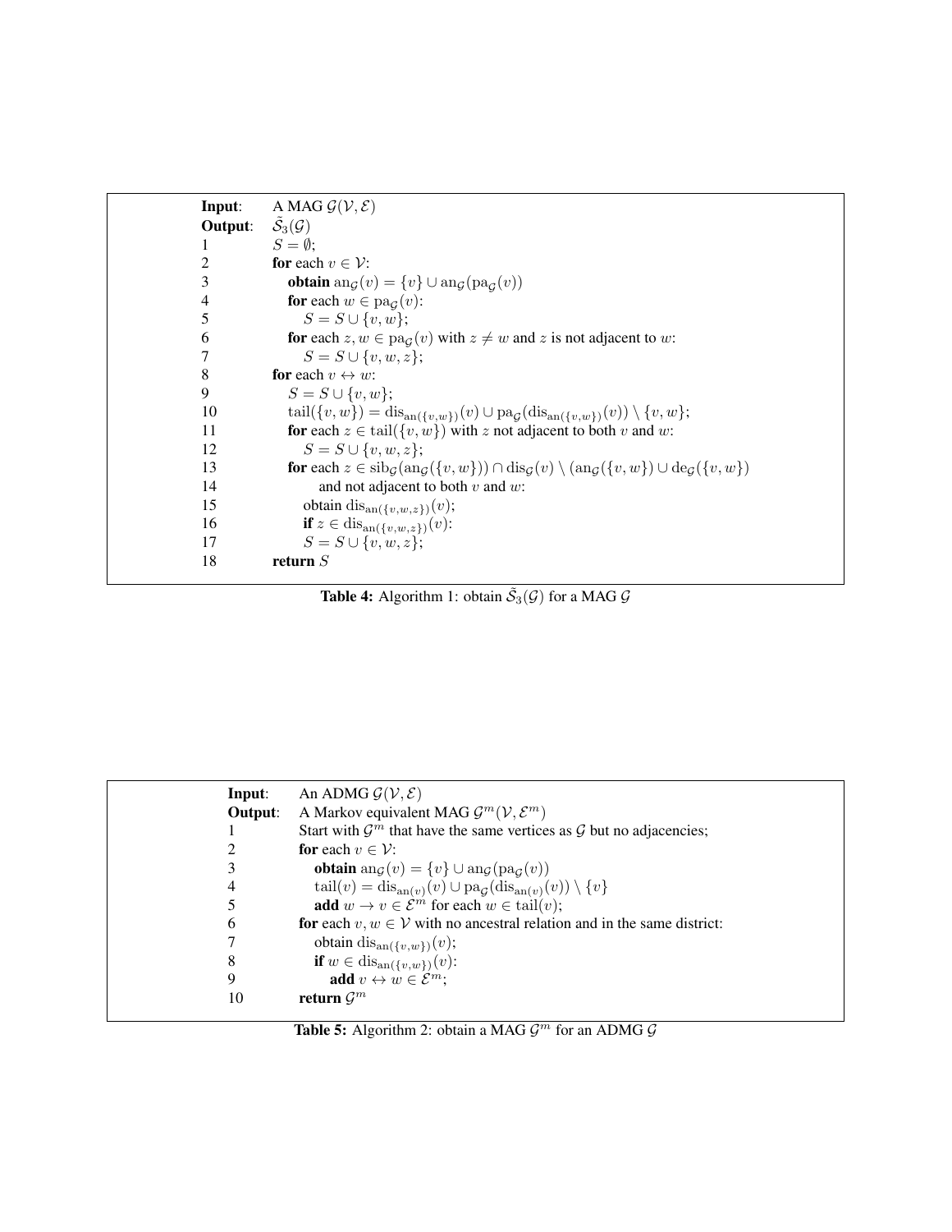| | |
|---|---|
| **Input**: | A MAG $\mathcal{G}(\mathcal{V}, \mathcal{E})$ |
| **Output**: | $\tilde{\mathcal{S}}_3(\mathcal{G})$ |
| 1 | $S = \emptyset$; |
| 2 | **for** each $v \in \mathcal{V}$: |
| 3 | **obtain** $\text{an}_{\mathcal{G}}(v) = \{v\} \cup \text{an}_{\mathcal{G}}(\text{pa}_{\mathcal{G}}(v))$ |
| 4 | **for** each $w \in \text{pa}_{\mathcal{G}}(v)$: |
| 5 | $S = S \cup \{v, w\}$; |
| 6 | **for** each $z, w \in \text{pa}_{\mathcal{G}}(v)$ with $z \neq w$ and $z$ is not adjacent to $w$: |
| 7 | $S = S \cup \{v, w, z\}$; |
| 8 | **for** each $v \leftrightarrow w$: |
| 9 | $S = S \cup \{v, w\}$; |
| 10 | $\text{tail}(\{v, w\}) = \text{dis}_{\text{an}(\{v,w\})}(v) \cup \text{pa}_{\mathcal{G}}(\text{dis}_{\text{an}(\{v,w\})}(v)) \setminus \{v, w\}$; |
| 11 | **for** each $z \in \text{tail}(\{v, w\})$ with $z$ not adjacent to both $v$ and $w$: |
| 12 | $S = S \cup \{v, w, z\}$; |
| 13 | **for** each $z \in \text{sib}_{\mathcal{G}}(\text{an}_{\mathcal{G}}(\{v, w\})) \cap \text{dis}_{\mathcal{G}}(v) \setminus (\text{an}_{\mathcal{G}}(\{v, w\}) \cup \text{de}_{\mathcal{G}}(\{v, w\})$ |
| 14 | and not adjacent to both $v$ and $w$: |
| 15 | obtain $\text{dis}_{\text{an}(\{v,w,z\})}(v)$; |
| 16 | **if** $z \in \text{dis}_{\text{an}(\{v,w,z\})}(v)$: |
| 17 | $S = S \cup \{v, w, z\}$; |
| 18 | **return** $S$ |

**Table 4:** Algorithm 1: obtain $\tilde{\mathcal{S}}_3(\mathcal{G})$ for a MAG $\mathcal{G}$

| | |
|---|---|
| **Input**: | An ADMG $\mathcal{G}(\mathcal{V}, \mathcal{E})$ |
| **Output**: | A Markov equivalent MAG $\mathcal{G}^m(\mathcal{V}, \mathcal{E}^m)$ |
| 1 | Start with $\mathcal{G}^m$ that have the same vertices as $\mathcal{G}$ but no adjacencies; |
| 2 | **for** each $v \in \mathcal{V}$: |
| 3 | **obtain** $\text{an}_{\mathcal{G}}(v) = \{v\} \cup \text{an}_{\mathcal{G}}(\text{pa}_{\mathcal{G}}(v))$ |
| 4 | $\text{tail}(v) = \text{dis}_{\text{an}(v)}(v) \cup \text{pa}_{\mathcal{G}}(\text{dis}_{\text{an}(v)}(v)) \setminus \{v\}$ |
| 5 | **add** $w \rightarrow v \in \mathcal{E}^m$ for each $w \in \text{tail}(v)$; |
| 6 | **for** each $v, w \in \mathcal{V}$ with no ancestral relation and in the same district: |
| 7 | obtain $\text{dis}_{\text{an}(\{v,w\})}(v)$; |
| 8 | **if** $w \in \text{dis}_{\text{an}(\{v,w\})}(v)$: |
| 9 | **add** $v \leftrightarrow w \in \mathcal{E}^m$; |
| 10 | **return** $\mathcal{G}^m$ |

**Table 5:** Algorithm 2: obtain a MAG $\mathcal{G}^m$ for an ADMG $\mathcal{G}$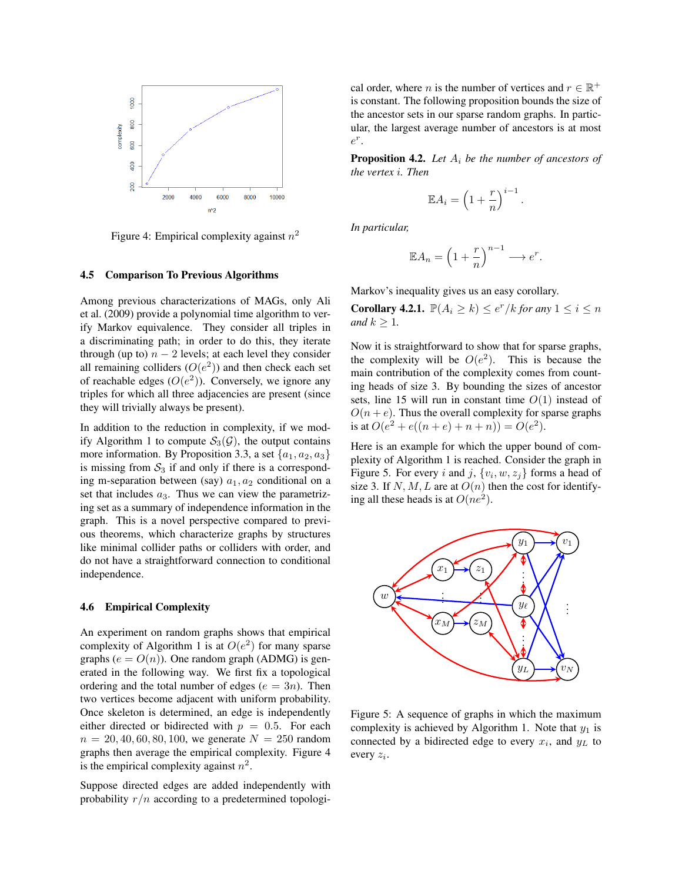Figure 4: Empirical complexity against $n^2$

### 4.5 Comparison To Previous Algorithms

Among previous characterizations of MAGs, only Ali et al. (2009) provide a polynomial time algorithm to verify Markov equivalence. They consider all triples in a discriminating path; in order to do this, they iterate through (up to) $n-2$ levels; at each level they consider all remaining colliders ($O(e^2)$) and then check each set of reachable edges ($O(e^2)$). Conversely, we ignore any triples for which all three adjacencies are present (since they will trivially always be present).

In addition to the reduction in complexity, if we modify Algorithm 1 to compute $\mathcal{S}_3(\mathcal{G})$, the output contains more information. By Proposition 3.3, a set $\{a_1, a_2, a_3\}$ is missing from $\mathcal{S}_3$ if and only if there is a corresponding m-separation between (say) $a_1, a_2$ conditional on a set that includes $a_3$. Thus we can view the parametrizing set as a summary of independence information in the graph. This is a novel perspective compared to previous theorems, which characterize graphs by structures like minimal collider paths or colliders with order, and do not have a straightforward connection to conditional independence.

### 4.6 Empirical Complexity

An experiment on random graphs shows that empirical complexity of Algorithm 1 is at $O(e^2)$ for many sparse graphs ($e = O(n)$). One random graph (ADMG) is generated in the following way. We first fix a topological ordering and the total number of edges ($e = 3n$). Then two vertices become adjacent with uniform probability. Once skeleton is determined, an edge is independently either directed or bidirected with $p = 0.5$. For each $n = 20, 40, 60, 80, 100$, we generate $N = 250$ random graphs then average the empirical complexity. Figure 4 is the empirical complexity against $n^2$.

Suppose directed edges are added independently with probability $r/n$ according to a predetermined topological order, where $n$ is the number of vertices and $r \in \mathbb{R}^+$ is constant. The following proposition bounds the size of the ancestor sets in our sparse random graphs. In particular, the largest average number of ancestors is at most $e^r$.

**Proposition 4.2.** *Let $A_i$ be the number of ancestors of the vertex $i$. Then*

$$\mathbb{E}A_i = \left(1 + \frac{r}{n}\right)^{i-1}.$$

*In particular,*

$$\mathbb{E}A_n = \left(1 + \frac{r}{n}\right)^{n-1} \longrightarrow e^r.$$

Markov's inequality gives us an easy corollary.

**Corollary 4.2.1.** $\mathbb{P}(A_i \geq k) \leq e^r/k$ *for any* $1 \leq i \leq n$ *and* $k \geq 1$.

Now it is straightforward to show that for sparse graphs, the complexity will be $O(e^2)$. This is because the main contribution of the complexity comes from counting heads of size 3. By bounding the sizes of ancestor sets, line 15 will run in constant time $O(1)$ instead of $O(n+e)$. Thus the overall complexity for sparse graphs is at $O(e^2 + e((n+e) + n + n)) = O(e^2)$.

Here is an example for which the upper bound of complexity of Algorithm 1 is reached. Consider the graph in Figure 5. For every $i$ and $j$, $\{v_i, w, z_j\}$ forms a head of size 3. If $N, M, L$ are at $O(n)$ then the cost for identifying all these heads is at $O(ne^2)$.

Figure 5: A sequence of graphs in which the maximum complexity is achieved by Algorithm 1. Note that $y_1$ is connected by a bidirected edge to every $x_i$, and $y_L$ to every $z_i$.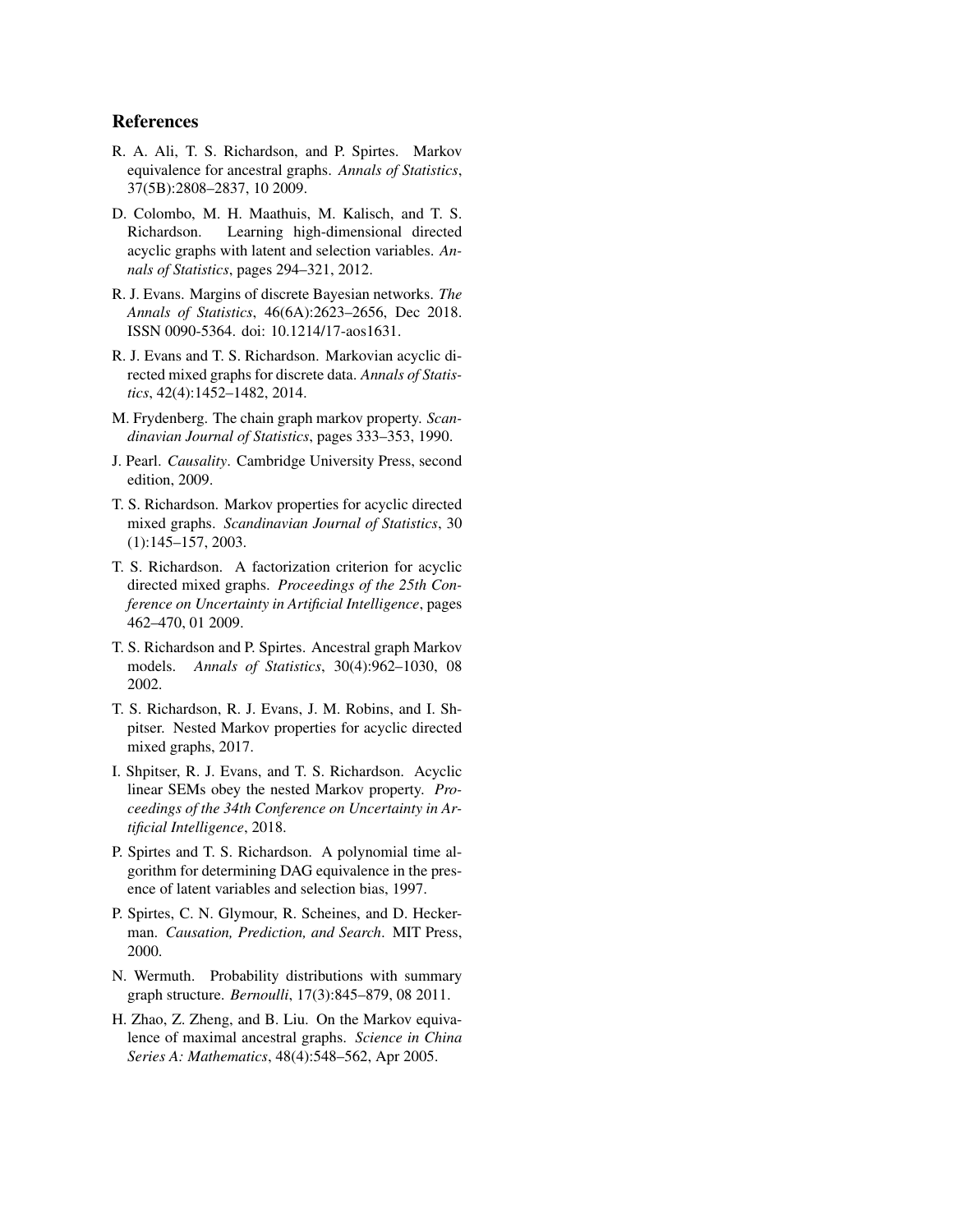## References

R. A. Ali, T. S. Richardson, and P. Spirtes. Markov equivalence for ancestral graphs. *Annals of Statistics*, 37(5B):2808–2837, 10 2009.

D. Colombo, M. H. Maathuis, M. Kalisch, and T. S. Richardson. Learning high-dimensional directed acyclic graphs with latent and selection variables. *Annals of Statistics*, pages 294–321, 2012.

R. J. Evans. Margins of discrete Bayesian networks. *The Annals of Statistics*, 46(6A):2623–2656, Dec 2018. ISSN 0090-5364. doi: 10.1214/17-aos1631.

R. J. Evans and T. S. Richardson. Markovian acyclic directed mixed graphs for discrete data. *Annals of Statistics*, 42(4):1452–1482, 2014.

M. Frydenberg. The chain graph markov property. *Scandinavian Journal of Statistics*, pages 333–353, 1990.

J. Pearl. *Causality*. Cambridge University Press, second edition, 2009.

T. S. Richardson. Markov properties for acyclic directed mixed graphs. *Scandinavian Journal of Statistics*, 30 (1):145–157, 2003.

T. S. Richardson. A factorization criterion for acyclic directed mixed graphs. *Proceedings of the 25th Conference on Uncertainty in Artificial Intelligence*, pages 462–470, 01 2009.

T. S. Richardson and P. Spirtes. Ancestral graph Markov models. *Annals of Statistics*, 30(4):962–1030, 08 2002.

T. S. Richardson, R. J. Evans, J. M. Robins, and I. Shpitser. Nested Markov properties for acyclic directed mixed graphs, 2017.

I. Shpitser, R. J. Evans, and T. S. Richardson. Acyclic linear SEMs obey the nested Markov property. *Proceedings of the 34th Conference on Uncertainty in Artificial Intelligence*, 2018.

P. Spirtes and T. S. Richardson. A polynomial time algorithm for determining DAG equivalence in the presence of latent variables and selection bias, 1997.

P. Spirtes, C. N. Glymour, R. Scheines, and D. Heckerman. *Causation, Prediction, and Search*. MIT Press, 2000.

N. Wermuth. Probability distributions with summary graph structure. *Bernoulli*, 17(3):845–879, 08 2011.

H. Zhao, Z. Zheng, and B. Liu. On the Markov equivalence of maximal ancestral graphs. *Science in China Series A: Mathematics*, 48(4):548–562, Apr 2005.